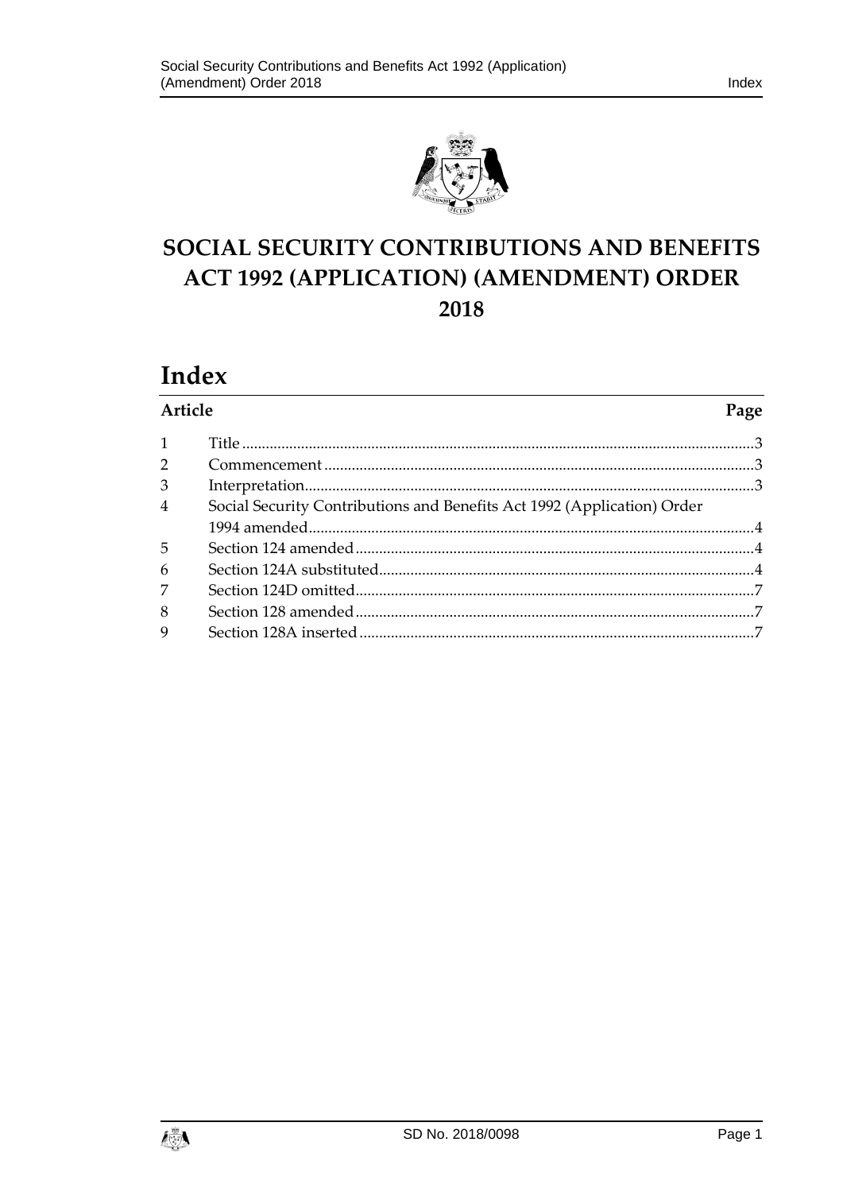# SOCIAL SECURITY CONTRIBUTIONS AND BENEFITS ACT 1992 (APPLICATION) (AMENDMENT) ORDER 2018

## Index

| Article | | Page |
|---|---|---|
| 1 | Title | 3 |
| 2 | Commencement | 3 |
| 3 | Interpretation | 3 |
| 4 | Social Security Contributions and Benefits Act 1992 (Application) Order 1994 amended | 4 |
| 5 | Section 124 amended | 4 |
| 6 | Section 124A substituted | 4 |
| 7 | Section 124D omitted | 7 |
| 8 | Section 128 amended | 7 |
| 9 | Section 128A inserted | 7 |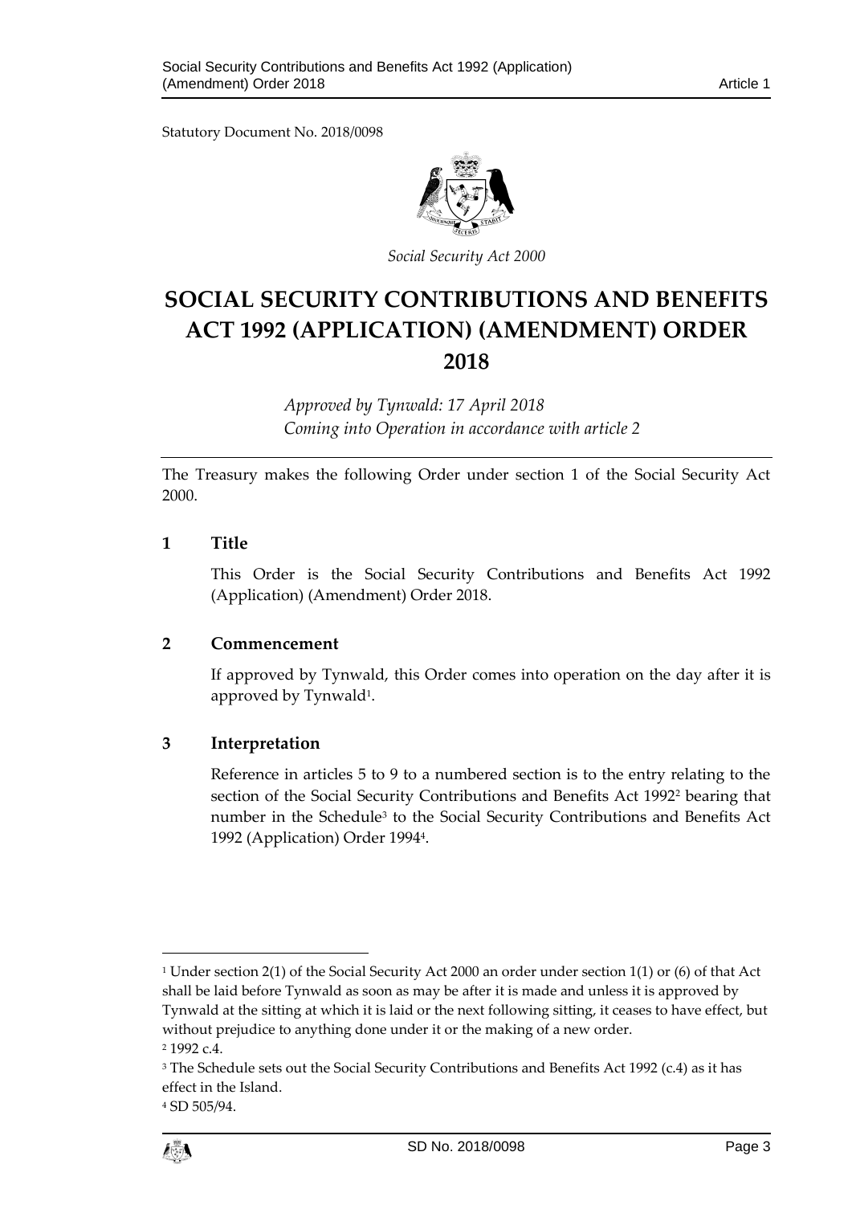Statutory Document No. 2018/0098

*Social Security Act 2000*

# SOCIAL SECURITY CONTRIBUTIONS AND BENEFITS ACT 1992 (APPLICATION) (AMENDMENT) ORDER 2018

*Approved by Tynwald: 17 April 2018*
*Coming into Operation in accordance with article 2*

The Treasury makes the following Order under section 1 of the Social Security Act 2000.

## 1 Title

This Order is the Social Security Contributions and Benefits Act 1992 (Application) (Amendment) Order 2018.

## 2 Commencement

If approved by Tynwald, this Order comes into operation on the day after it is approved by Tynwald[1].

## 3 Interpretation

Reference in articles 5 to 9 to a numbered section is to the entry relating to the section of the Social Security Contributions and Benefits Act 1992[2] bearing that number in the Schedule[3] to the Social Security Contributions and Benefits Act 1992 (Application) Order 1994[4].

---

[1] Under section 2(1) of the Social Security Act 2000 an order under section 1(1) or (6) of that Act shall be laid before Tynwald as soon as may be after it is made and unless it is approved by Tynwald at the sitting at which it is laid or the next following sitting, it ceases to have effect, but without prejudice to anything done under it or the making of a new order.

[2] 1992 c.4.

[3] The Schedule sets out the Social Security Contributions and Benefits Act 1992 (c.4) as it has effect in the Island.

[4] SD 505/94.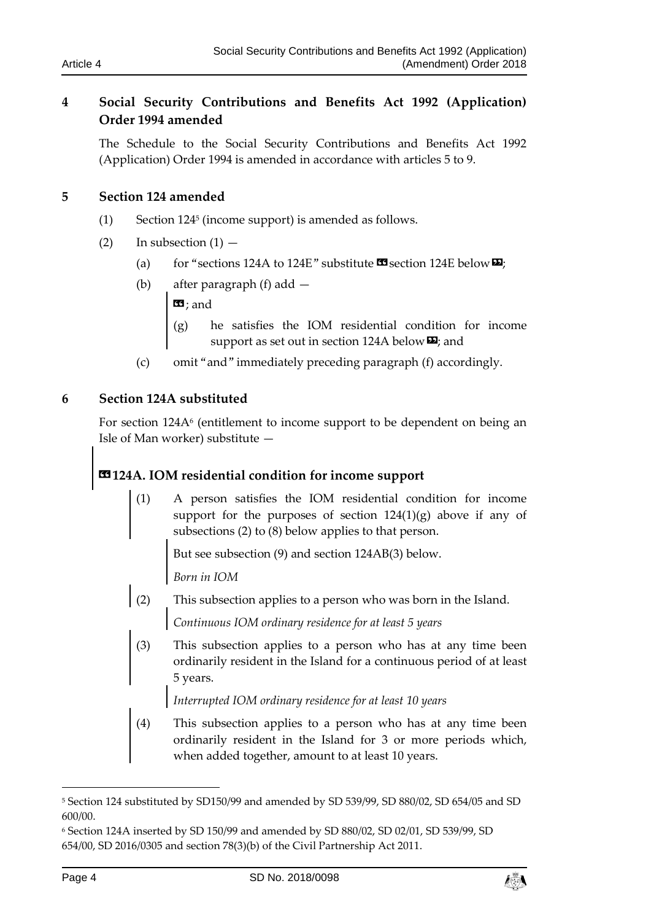## 4 Social Security Contributions and Benefits Act 1992 (Application) Order 1994 amended

The Schedule to the Social Security Contributions and Benefits Act 1992 (Application) Order 1994 is amended in accordance with articles 5 to 9.

## 5 Section 124 amended

(1) Section 124[5] (income support) is amended as follows.

(2) In subsection (1) —

(a) for "sections 124A to 124E" substitute «section 124E below»;

(b) after paragraph (f) add —

«; and

(g) he satisfies the IOM residential condition for income support as set out in section 124A below»; and

(c) omit "and" immediately preceding paragraph (f) accordingly.

## 6 Section 124A substituted

For section 124A[6] (entitlement to income support to be dependent on being an Isle of Man worker) substitute —

### «124A. IOM residential condition for income support

(1) A person satisfies the IOM residential condition for income support for the purposes of section 124(1)(g) above if any of subsections (2) to (8) below applies to that person.

But see subsection (9) and section 124AB(3) below.

*Born in IOM*

(2) This subsection applies to a person who was born in the Island.

*Continuous IOM ordinary residence for at least 5 years*

(3) This subsection applies to a person who has at any time been ordinarily resident in the Island for a continuous period of at least 5 years.

*Interrupted IOM ordinary residence for at least 10 years*

(4) This subsection applies to a person who has at any time been ordinarily resident in the Island for 3 or more periods which, when added together, amount to at least 10 years.

---

[5] Section 124 substituted by SD150/99 and amended by SD 539/99, SD 880/02, SD 654/05 and SD 600/00.

[6] Section 124A inserted by SD 150/99 and amended by SD 880/02, SD 02/01, SD 539/99, SD 654/00, SD 2016/0305 and section 78(3)(b) of the Civil Partnership Act 2011.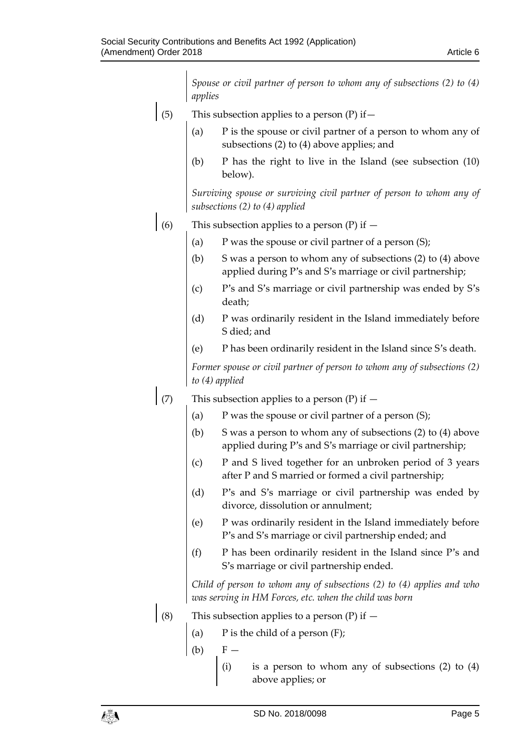*Spouse or civil partner of person to whom any of subsections (2) to (4) applies*

(5) This subsection applies to a person (P) if—

(a) P is the spouse or civil partner of a person to whom any of subsections (2) to (4) above applies; and

(b) P has the right to live in the Island (see subsection (10) below).

*Surviving spouse or surviving civil partner of person to whom any of subsections (2) to (4) applied*

(6) This subsection applies to a person (P) if —

(a) P was the spouse or civil partner of a person (S);

(b) S was a person to whom any of subsections (2) to (4) above applied during P's and S's marriage or civil partnership;

(c) P's and S's marriage or civil partnership was ended by S's death;

(d) P was ordinarily resident in the Island immediately before S died; and

(e) P has been ordinarily resident in the Island since S's death.

*Former spouse or civil partner of person to whom any of subsections (2) to (4) applied*

(7) This subsection applies to a person (P) if —

(a) P was the spouse or civil partner of a person (S);

(b) S was a person to whom any of subsections (2) to (4) above applied during P's and S's marriage or civil partnership;

(c) P and S lived together for an unbroken period of 3 years after P and S married or formed a civil partnership;

(d) P's and S's marriage or civil partnership was ended by divorce, dissolution or annulment;

(e) P was ordinarily resident in the Island immediately before P's and S's marriage or civil partnership ended; and

(f) P has been ordinarily resident in the Island since P's and S's marriage or civil partnership ended.

*Child of person to whom any of subsections (2) to (4) applies and who was serving in HM Forces, etc. when the child was born*

(8) This subsection applies to a person (P) if —

(a) P is the child of a person (F);

(b) F —

(i) is a person to whom any of subsections (2) to (4) above applies; or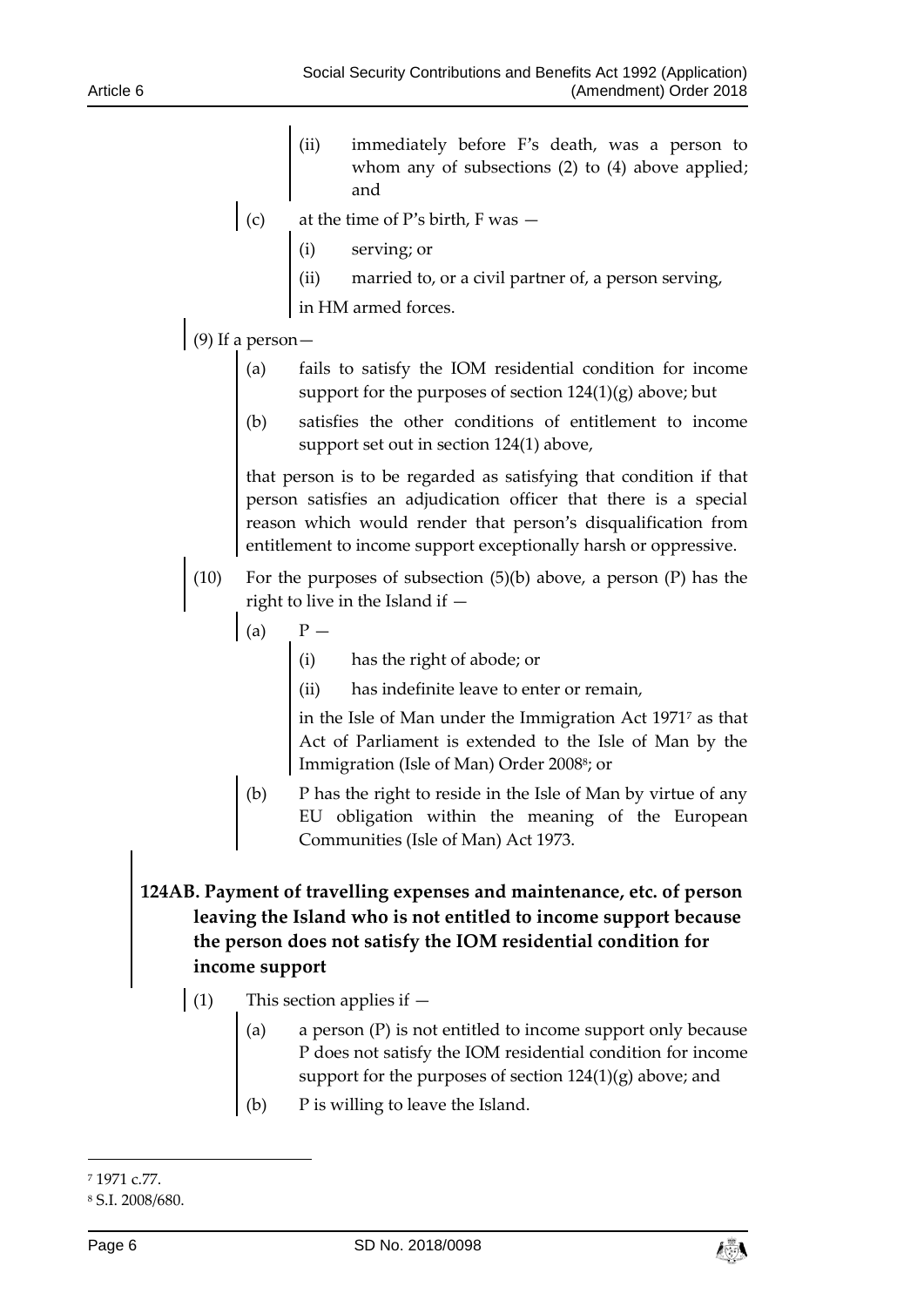(ii) immediately before F's death, was a person to whom any of subsections (2) to (4) above applied; and

(c) at the time of P's birth, F was —

(i) serving; or

(ii) married to, or a civil partner of, a person serving,

in HM armed forces.

(9) If a person—

(a) fails to satisfy the IOM residential condition for income support for the purposes of section 124(1)(g) above; but

(b) satisfies the other conditions of entitlement to income support set out in section 124(1) above,

that person is to be regarded as satisfying that condition if that person satisfies an adjudication officer that there is a special reason which would render that person's disqualification from entitlement to income support exceptionally harsh or oppressive.

(10) For the purposes of subsection (5)(b) above, a person (P) has the right to live in the Island if —

(a) P —

(i) has the right of abode; or

(ii) has indefinite leave to enter or remain,

in the Isle of Man under the Immigration Act 1971[7] as that Act of Parliament is extended to the Isle of Man by the Immigration (Isle of Man) Order 2008[8]; or

(b) P has the right to reside in the Isle of Man by virtue of any EU obligation within the meaning of the European Communities (Isle of Man) Act 1973.

**124AB. Payment of travelling expenses and maintenance, etc. of person leaving the Island who is not entitled to income support because the person does not satisfy the IOM residential condition for income support**

(1) This section applies if —

(a) a person (P) is not entitled to income support only because P does not satisfy the IOM residential condition for income support for the purposes of section 124(1)(g) above; and

(b) P is willing to leave the Island.

---

[7] 1971 c.77.

[8] S.I. 2008/680.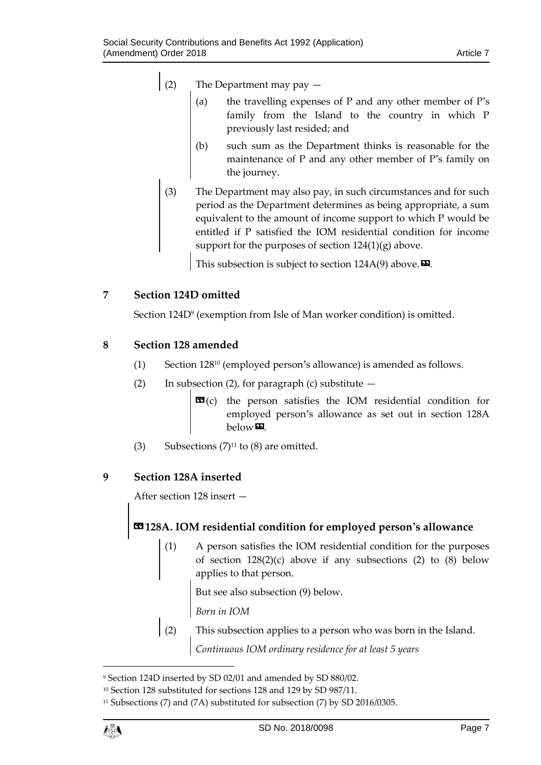(2) The Department may pay —

(a) the travelling expenses of P and any other member of P's family from the Island to the country in which P previously last resided; and

(b) such sum as the Department thinks is reasonable for the maintenance of P and any other member of P's family on the journey.

(3) The Department may also pay, in such circumstances and for such period as the Department determines as being appropriate, a sum equivalent to the amount of income support to which P would be entitled if P satisfied the IOM residential condition for income support for the purposes of section 124(1)(g) above.

This subsection is subject to section 124A(9) above.».

## 7 Section 124D omitted

Section 124D[9] (exemption from Isle of Man worker condition) is omitted.

## 8 Section 128 amended

(1) Section 128[10] (employed person's allowance) is amended as follows.

(2) In subsection (2), for paragraph (c) substitute —

«(c) the person satisfies the IOM residential condition for employed person's allowance as set out in section 128A below».

(3) Subsections (7)[11] to (8) are omitted.

## 9 Section 128A inserted

After section 128 insert —

### «128A. IOM residential condition for employed person's allowance

(1) A person satisfies the IOM residential condition for the purposes of section 128(2)(c) above if any subsections (2) to (8) below applies to that person.

But see also subsection (9) below.

*Born in IOM*

(2) This subsection applies to a person who was born in the Island.

*Continuous IOM ordinary residence for at least 5 years*

---

[9] Section 124D inserted by SD 02/01 and amended by SD 880/02.

[10] Section 128 substituted for sections 128 and 129 by SD 987/11.

[11] Subsections (7) and (7A) substituted for subsection (7) by SD 2016/0305.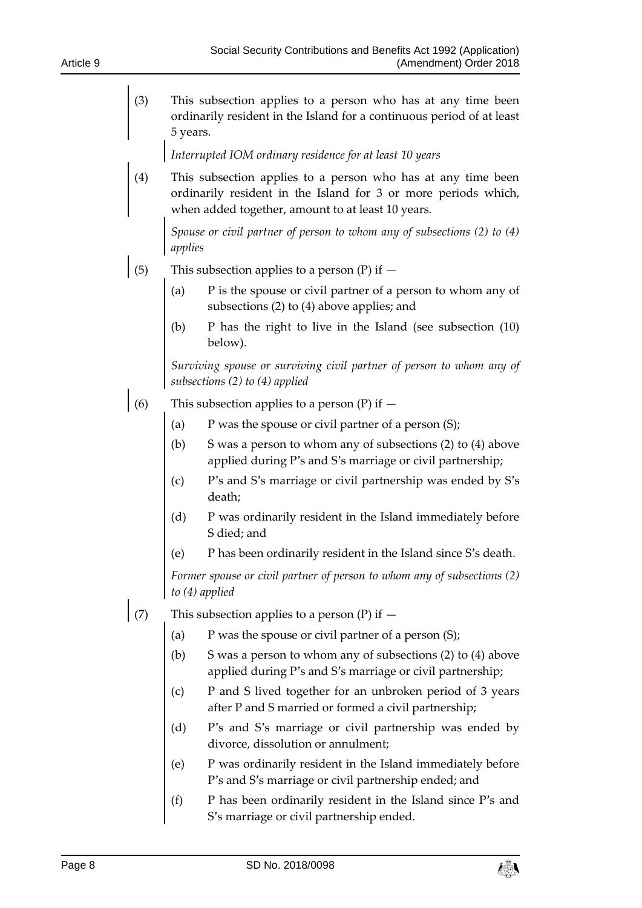(3) This subsection applies to a person who has at any time been ordinarily resident in the Island for a continuous period of at least 5 years.

*Interrupted IOM ordinary residence for at least 10 years*

(4) This subsection applies to a person who has at any time been ordinarily resident in the Island for 3 or more periods which, when added together, amount to at least 10 years.

*Spouse or civil partner of person to whom any of subsections (2) to (4) applies*

(5) This subsection applies to a person (P) if —

- (a) P is the spouse or civil partner of a person to whom any of subsections (2) to (4) above applies; and
- (b) P has the right to live in the Island (see subsection (10) below).

*Surviving spouse or surviving civil partner of person to whom any of subsections (2) to (4) applied*

(6) This subsection applies to a person (P) if —

- (a) P was the spouse or civil partner of a person (S);
- (b) S was a person to whom any of subsections (2) to (4) above applied during P's and S's marriage or civil partnership;
- (c) P's and S's marriage or civil partnership was ended by S's death;
- (d) P was ordinarily resident in the Island immediately before S died; and
- (e) P has been ordinarily resident in the Island since S's death.

*Former spouse or civil partner of person to whom any of subsections (2) to (4) applied*

(7) This subsection applies to a person (P) if —

- (a) P was the spouse or civil partner of a person (S);
- (b) S was a person to whom any of subsections (2) to (4) above applied during P's and S's marriage or civil partnership;
- (c) P and S lived together for an unbroken period of 3 years after P and S married or formed a civil partnership;
- (d) P's and S's marriage or civil partnership was ended by divorce, dissolution or annulment;
- (e) P was ordinarily resident in the Island immediately before P's and S's marriage or civil partnership ended; and
- (f) P has been ordinarily resident in the Island since P's and S's marriage or civil partnership ended.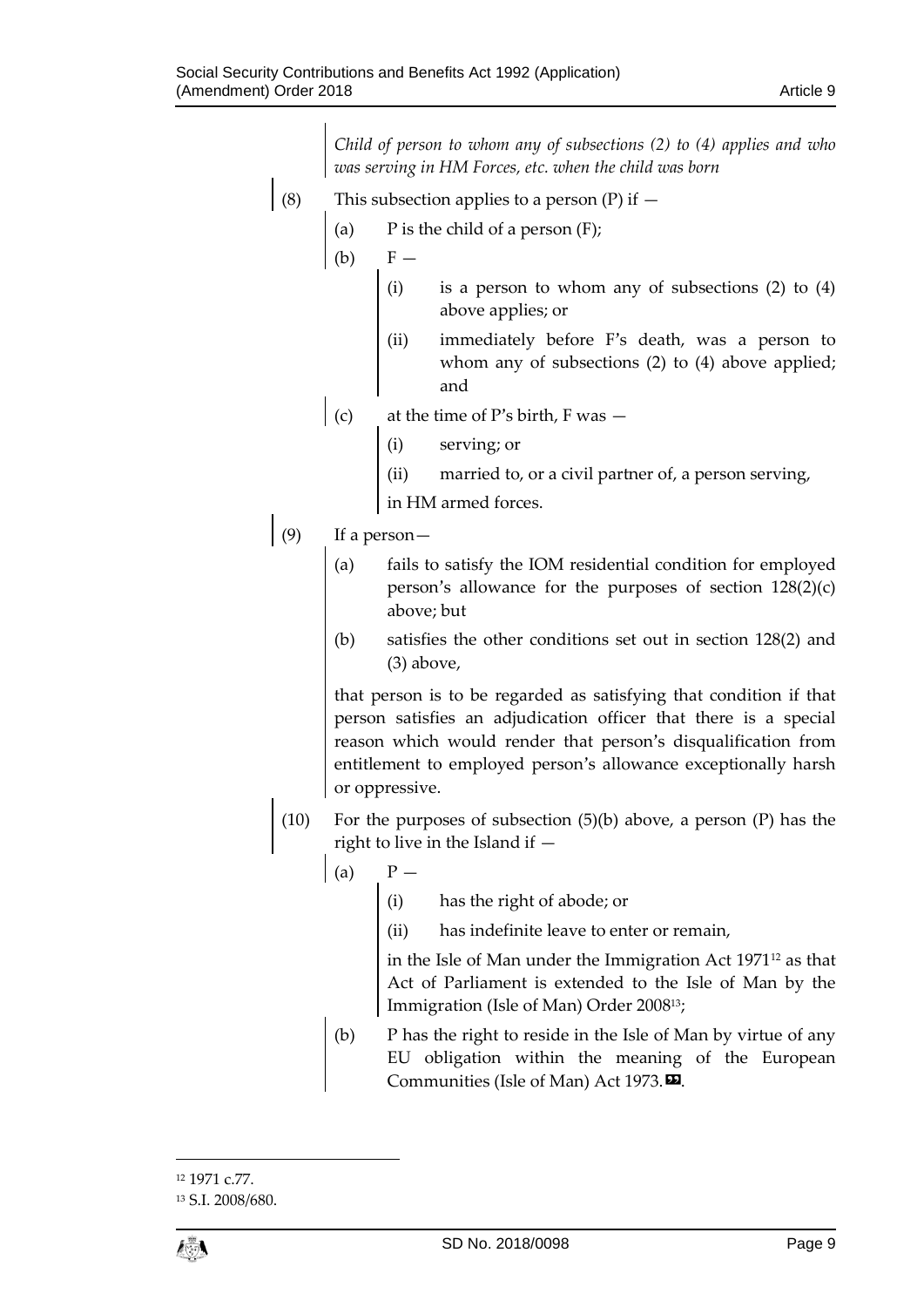*Child of person to whom any of subsections (2) to (4) applies and who was serving in HM Forces, etc. when the child was born*

(8) This subsection applies to a person (P) if —

(a) P is the child of a person (F);

(b) F —

(i) is a person to whom any of subsections (2) to (4) above applies; or

(ii) immediately before F's death, was a person to whom any of subsections (2) to (4) above applied; and

(c) at the time of P's birth, F was —

(i) serving; or

(ii) married to, or a civil partner of, a person serving,

in HM armed forces.

(9) If a person—

(a) fails to satisfy the IOM residential condition for employed person's allowance for the purposes of section 128(2)(c) above; but

(b) satisfies the other conditions set out in section 128(2) and (3) above,

that person is to be regarded as satisfying that condition if that person satisfies an adjudication officer that there is a special reason which would render that person's disqualification from entitlement to employed person's allowance exceptionally harsh or oppressive.

(10) For the purposes of subsection (5)(b) above, a person (P) has the right to live in the Island if —

(a) P —

(i) has the right of abode; or

(ii) has indefinite leave to enter or remain,

in the Isle of Man under the Immigration Act 1971[12] as that Act of Parliament is extended to the Isle of Man by the Immigration (Isle of Man) Order 2008[13];

(b) P has the right to reside in the Isle of Man by virtue of any EU obligation within the meaning of the European Communities (Isle of Man) Act 1973.».

[12] 1971 c.77.

[13] S.I. 2008/680.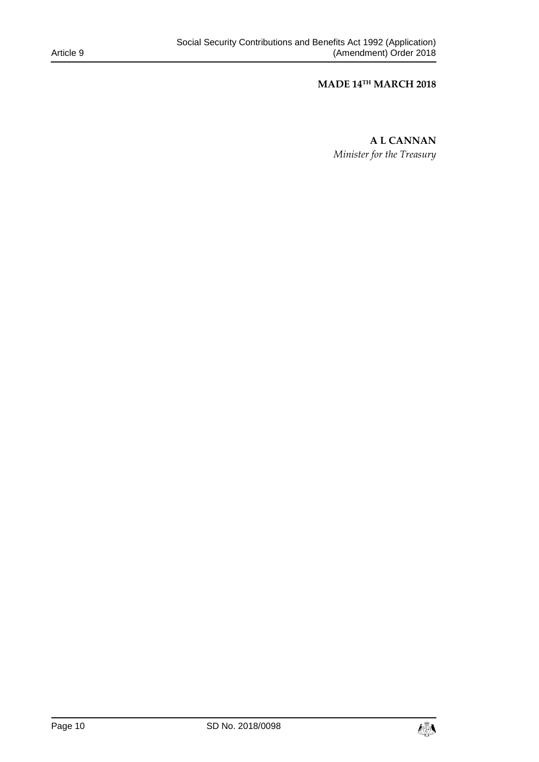**MADE 14TH MARCH 2018**

**A L CANNAN**

*Minister for the Treasury*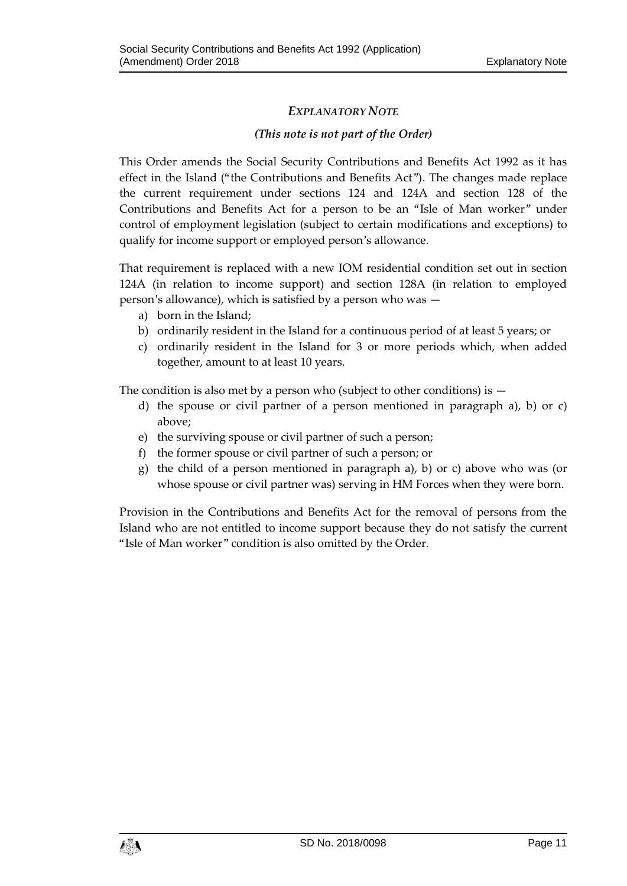## *EXPLANATORY NOTE*

***(This note is not part of the Order)***

This Order amends the Social Security Contributions and Benefits Act 1992 as it has effect in the Island ("the Contributions and Benefits Act"). The changes made replace the current requirement under sections 124 and 124A and section 128 of the Contributions and Benefits Act for a person to be an "Isle of Man worker" under control of employment legislation (subject to certain modifications and exceptions) to qualify for income support or employed person's allowance.

That requirement is replaced with a new IOM residential condition set out in section 124A (in relation to income support) and section 128A (in relation to employed person's allowance), which is satisfied by a person who was —

a) born in the Island;
b) ordinarily resident in the Island for a continuous period of at least 5 years; or
c) ordinarily resident in the Island for 3 or more periods which, when added together, amount to at least 10 years.

The condition is also met by a person who (subject to other conditions) is —

d) the spouse or civil partner of a person mentioned in paragraph a), b) or c) above;
e) the surviving spouse or civil partner of such a person;
f) the former spouse or civil partner of such a person; or
g) the child of a person mentioned in paragraph a), b) or c) above who was (or whose spouse or civil partner was) serving in HM Forces when they were born.

Provision in the Contributions and Benefits Act for the removal of persons from the Island who are not entitled to income support because they do not satisfy the current "Isle of Man worker" condition is also omitted by the Order.